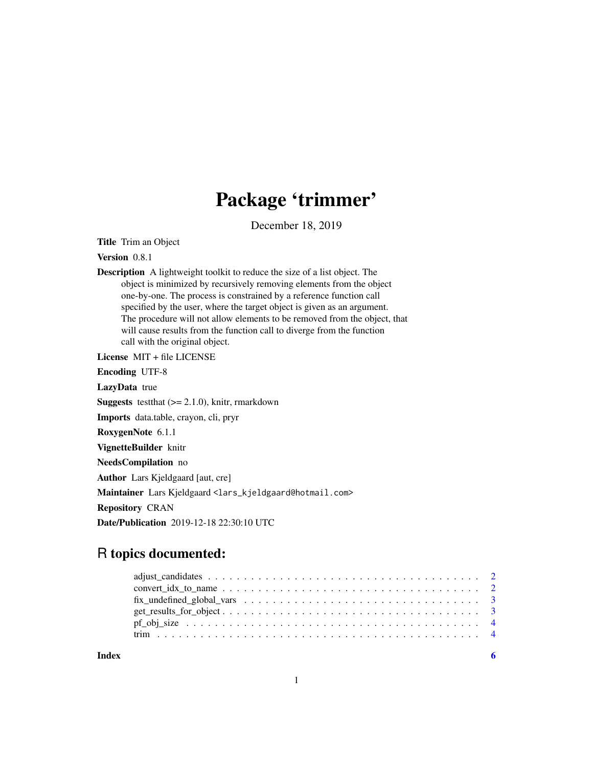# Package 'trimmer'

December 18, 2019

**Title** Trim an Object

**Version** 0.8.1

**Description** A lightweight toolkit to reduce the size of a list object. The object is minimized by recursively removing elements from the object one-by-one. The process is constrained by a reference function call specified by the user, where the target object is given as an argument. The procedure will not allow elements to be removed from the object, that will cause results from the function call to diverge from the function call with the original object.

**License** MIT + file LICENSE

**Encoding** UTF-8

**LazyData** true

**Suggests** testthat (>= 2.1.0), knitr, rmarkdown

**Imports** data.table, crayon, cli, pryr

**RoxygenNote** 6.1.1

**VignetteBuilder** knitr

**NeedsCompilation** no

**Author** Lars Kjeldgaard [aut, cre]

**Maintainer** Lars Kjeldgaard <lars_kjeldgaard@hotmail.com>

**Repository** CRAN

**Date/Publication** 2019-12-18 22:30:10 UTC

## R topics documented:

- adjust_candidates . . . . . . . . . . 2
- convert_idx_to_name . . . . . . . . . . 2
- fix_undefined_global_vars . . . . . . . . . . 3
- get_results_for_object . . . . . . . . . . 3
- pf_obj_size . . . . . . . . . . 4
- trim . . . . . . . . . . 4

**Index** 6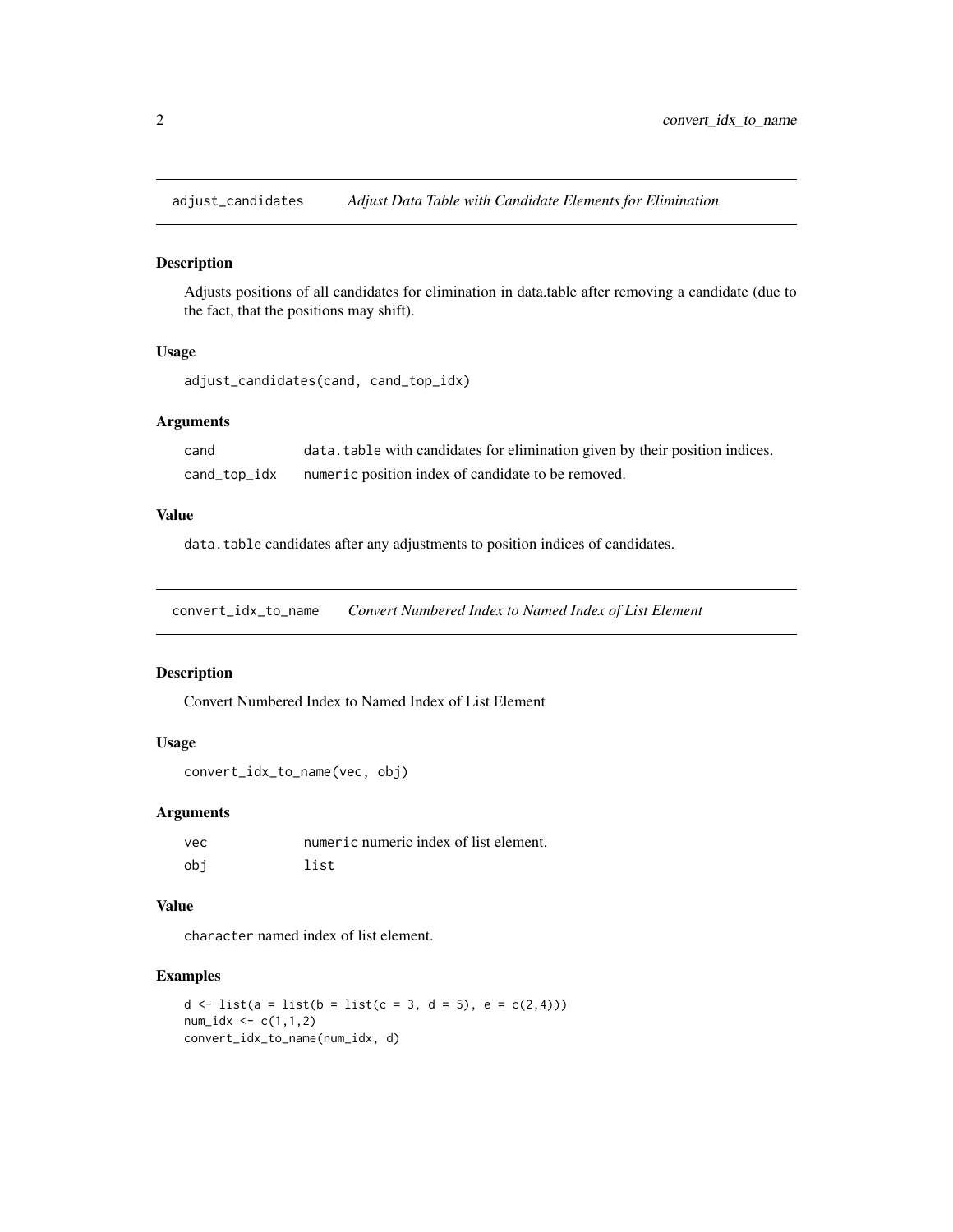## adjust_candidates *Adjust Data Table with Candidate Elements for Elimination*

### Description

Adjusts positions of all candidates for elimination in data.table after removing a candidate (due to the fact, that the positions may shift).

### Usage

```
adjust_candidates(cand, cand_top_idx)
```

### Arguments

| | |
|---|---|
| cand | `data.table` with candidates for elimination given by their position indices. |
| cand_top_idx | `numeric` position index of candidate to be removed. |

### Value

`data.table` candidates after any adjustments to position indices of candidates.

## convert_idx_to_name *Convert Numbered Index to Named Index of List Element*

### Description

Convert Numbered Index to Named Index of List Element

### Usage

```
convert_idx_to_name(vec, obj)
```

### Arguments

| | |
|---|---|
| vec | `numeric` numeric index of list element. |
| obj | `list` |

### Value

`character` named index of list element.

### Examples

```
d <- list(a = list(b = list(c = 3, d = 5), e = c(2,4)))
num_idx <- c(1,1,2)
convert_idx_to_name(num_idx, d)
```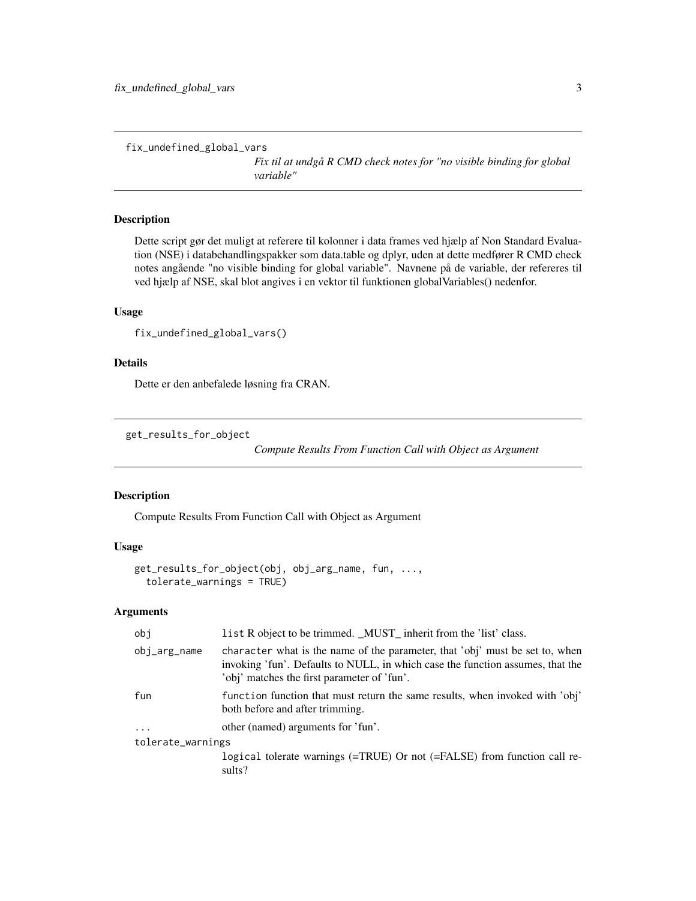`fix_undefined_global_vars` *Fix til at undgå R CMD check notes for "no visible binding for global variable"*

### Description

Dette script gør det muligt at referere til kolonner i data frames ved hjælp af Non Standard Evaluation (NSE) i databehandlingspakker som data.table og dplyr, uden at dette medfører R CMD check notes angående "no visible binding for global variable". Navnene på de variable, der refereres til ved hjælp af NSE, skal blot angives i en vektor til funktionen globalVariables() nedenfor.

### Usage

```
fix_undefined_global_vars()
```

### Details

Dette er den anbefalede løsning fra CRAN.

---

`get_results_for_object` *Compute Results From Function Call with Object as Argument*

### Description

Compute Results From Function Call with Object as Argument

### Usage

```
get_results_for_object(obj, obj_arg_name, fun, ...,
  tolerate_warnings = TRUE)
```

### Arguments

| | |
|---|---|
| `obj` | `list` R object to be trimmed. _MUST_ inherit from the 'list' class. |
| `obj_arg_name` | `character` what is the name of the parameter, that 'obj' must be set to, when invoking 'fun'. Defaults to NULL, in which case the function assumes, that the 'obj' matches the first parameter of 'fun'. |
| `fun` | `function` function that must return the same results, when invoked with 'obj' both before and after trimming. |
| `...` | other (named) arguments for 'fun'. |
| `tolerate_warnings` | `logical` tolerate warnings (=TRUE) Or not (=FALSE) from function call results? |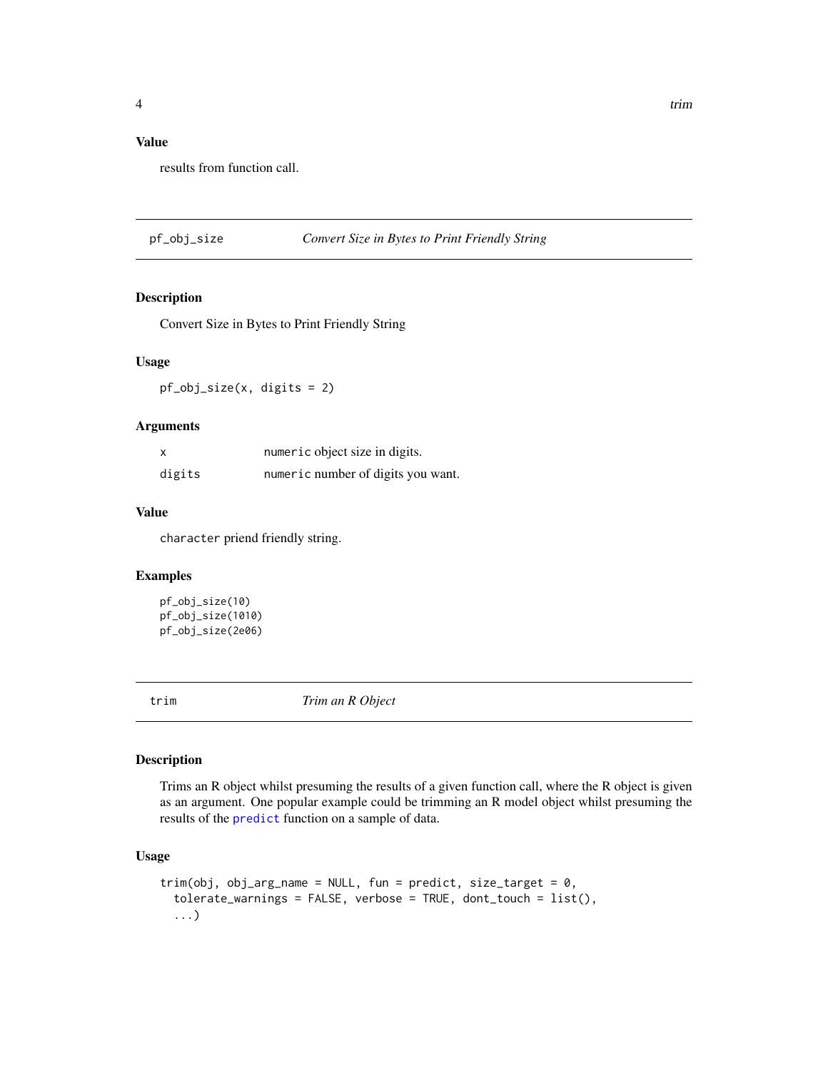### Value

results from function call.

## pf_obj_size — *Convert Size in Bytes to Print Friendly String*

### Description

Convert Size in Bytes to Print Friendly String

### Usage

```
pf_obj_size(x, digits = 2)
```

### Arguments

| | |
|---|---|
| x | `numeric` object size in digits. |
| digits | `numeric` number of digits you want. |

### Value

`character` priend friendly string.

### Examples

```
pf_obj_size(10)
pf_obj_size(1010)
pf_obj_size(2e06)
```

## trim — *Trim an R Object*

### Description

Trims an R object whilst presuming the results of a given function call, where the R object is given as an argument. One popular example could be trimming an R model object whilst presuming the results of the `predict` function on a sample of data.

### Usage

```
trim(obj, obj_arg_name = NULL, fun = predict, size_target = 0,
  tolerate_warnings = FALSE, verbose = TRUE, dont_touch = list(),
  ...)
```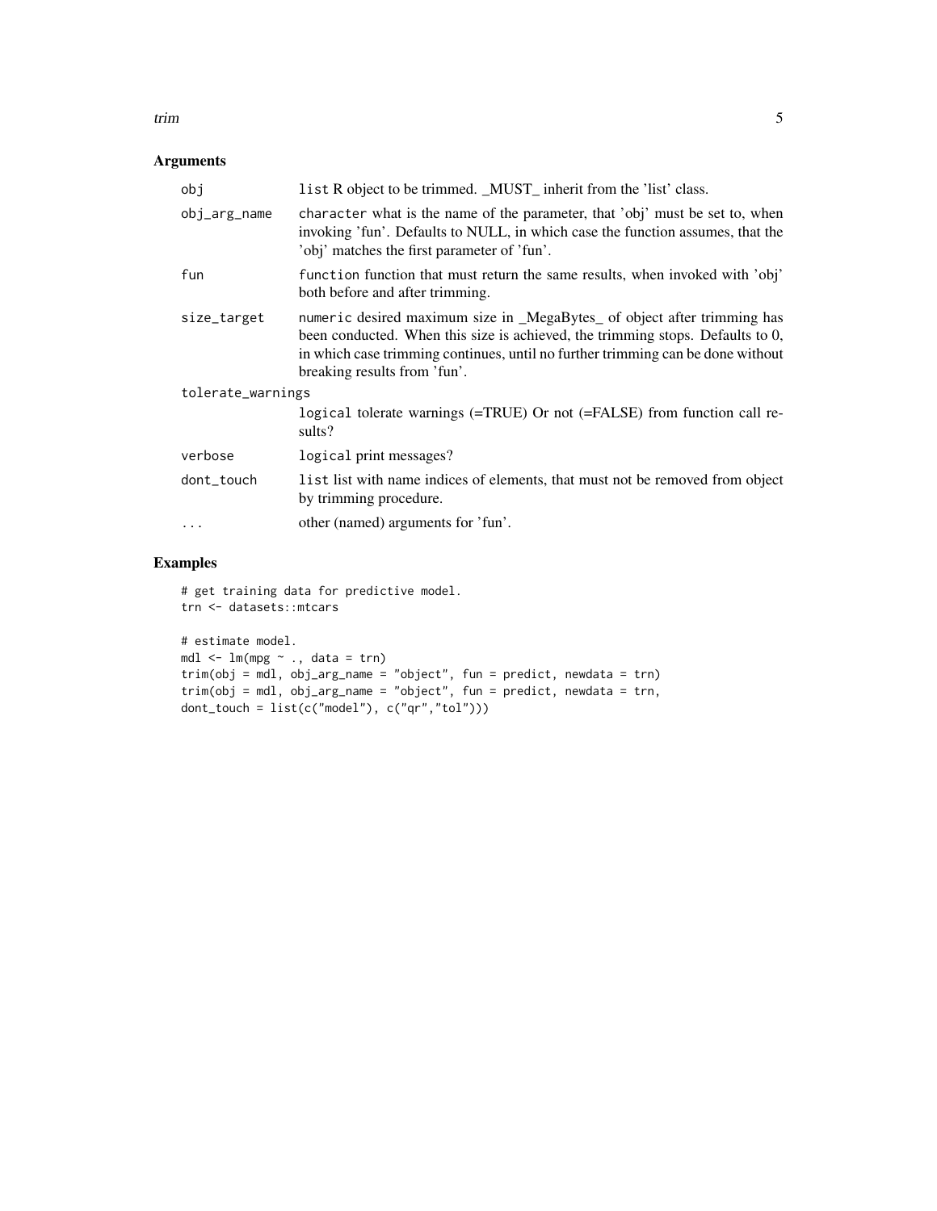## Arguments

| | |
|---|---|
| `obj` | `list` R object to be trimmed. _MUST_ inherit from the 'list' class. |
| `obj_arg_name` | `character` what is the name of the parameter, that 'obj' must be set to, when invoking 'fun'. Defaults to NULL, in which case the function assumes, that the 'obj' matches the first parameter of 'fun'. |
| `fun` | `function` function that must return the same results, when invoked with 'obj' both before and after trimming. |
| `size_target` | `numeric` desired maximum size in _MegaBytes_ of object after trimming has been conducted. When this size is achieved, the trimming stops. Defaults to 0, in which case trimming continues, until no further trimming can be done without breaking results from 'fun'. |
| `tolerate_warnings` | `logical` tolerate warnings (=TRUE) Or not (=FALSE) from function call results? |
| `verbose` | `logical` print messages? |
| `dont_touch` | `list` list with name indices of elements, that must not be removed from object by trimming procedure. |
| `...` | other (named) arguments for 'fun'. |

## Examples

```
# get training data for predictive model.
trn <- datasets::mtcars

# estimate model.
mdl <- lm(mpg ~ ., data = trn)
trim(obj = mdl, obj_arg_name = "object", fun = predict, newdata = trn)
trim(obj = mdl, obj_arg_name = "object", fun = predict, newdata = trn,
dont_touch = list(c("model"), c("qr","tol")))
```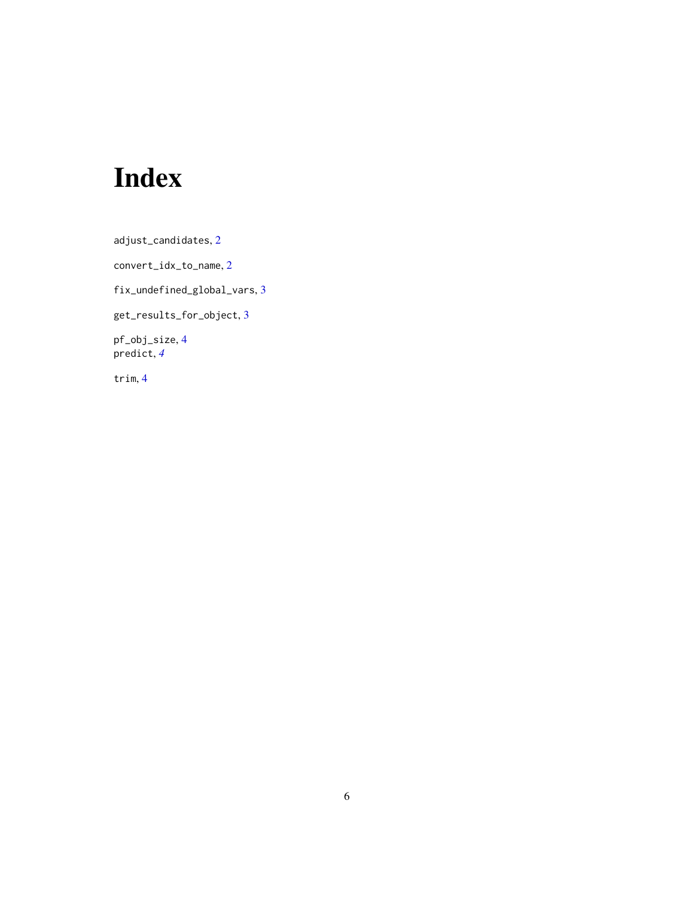# Index

adjust_candidates, 2

convert_idx_to_name, 2

fix_undefined_global_vars, 3

get_results_for_object, 3

pf_obj_size, 4
predict, *4*

trim, 4